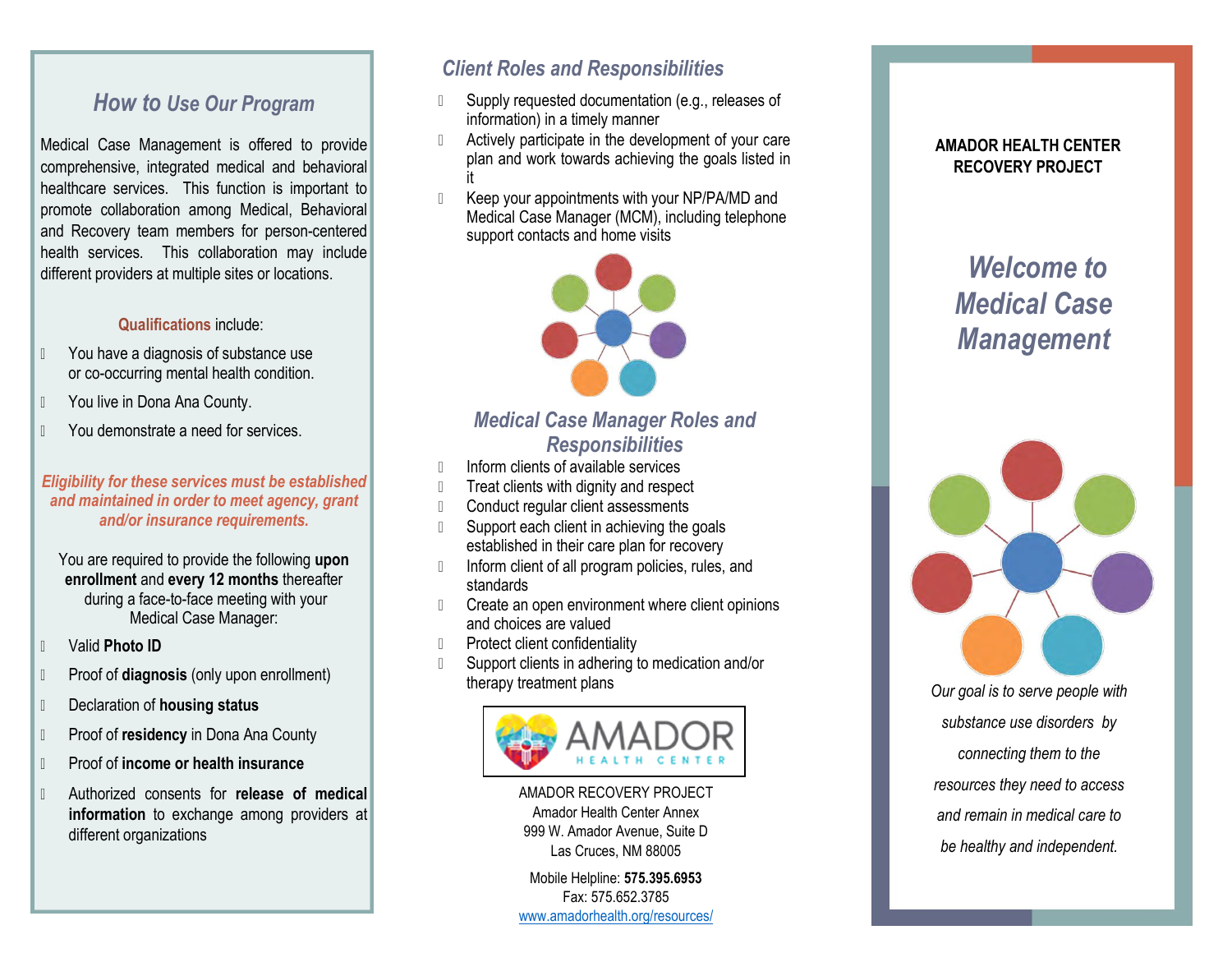## How to Use Our Program

Medical Case Management is offered to provide comprehensive, integrated medical and behavioral healthcare services. This function is important to promote collaboration among Medical, Behavioral and Recovery team members for person-centered health services. This collaboration may include different providers at multiple sites or locations.

**Qualifications** include:

- You have a diagnosis of substance use or co-occurring mental health condition.
- You live in Dona Ana County.
- You demonstrate a need for services.

***Eligibility for these services must be established and maintained in order to meet agency, grant and/or insurance requirements.***

You are required to provide the following **upon enrollment** and **every 12 months** thereafter during a face-to-face meeting with your Medical Case Manager:

- Valid **Photo ID**
- Proof of **diagnosis** (only upon enrollment)
- Declaration of **housing status**
- Proof of **residency** in Dona Ana County
- Proof of **income or health insurance**
- Authorized consents for **release of medical information** to exchange among providers at different organizations

## Client Roles and Responsibilities

- Supply requested documentation (e.g., releases of information) in a timely manner
- Actively participate in the development of your care plan and work towards achieving the goals listed in it
- Keep your appointments with your NP/PA/MD and Medical Case Manager (MCM), including telephone support contacts and home visits

## Medical Case Manager Roles and Responsibilities

- Inform clients of available services
- Treat clients with dignity and respect
- Conduct regular client assessments
- Support each client in achieving the goals established in their care plan for recovery
- Inform client of all program policies, rules, and standards
- Create an open environment where client opinions and choices are valued
- Protect client confidentiality
- Support clients in adhering to medication and/or therapy treatment plans

AMADOR HEALTH CENTER

AMADOR RECOVERY PROJECT
Amador Health Center Annex
999 W. Amador Avenue, Suite D
Las Cruces, NM 88005

Mobile Helpline: **575.395.6953**
Fax: 575.652.3785
www.amadorhealth.org/resources/

**AMADOR HEALTH CENTER RECOVERY PROJECT**

# *Welcome to Medical Case Management*

*Our goal is to serve people with substance use disorders by connecting them to the resources they need to access and remain in medical care to be healthy and independent.*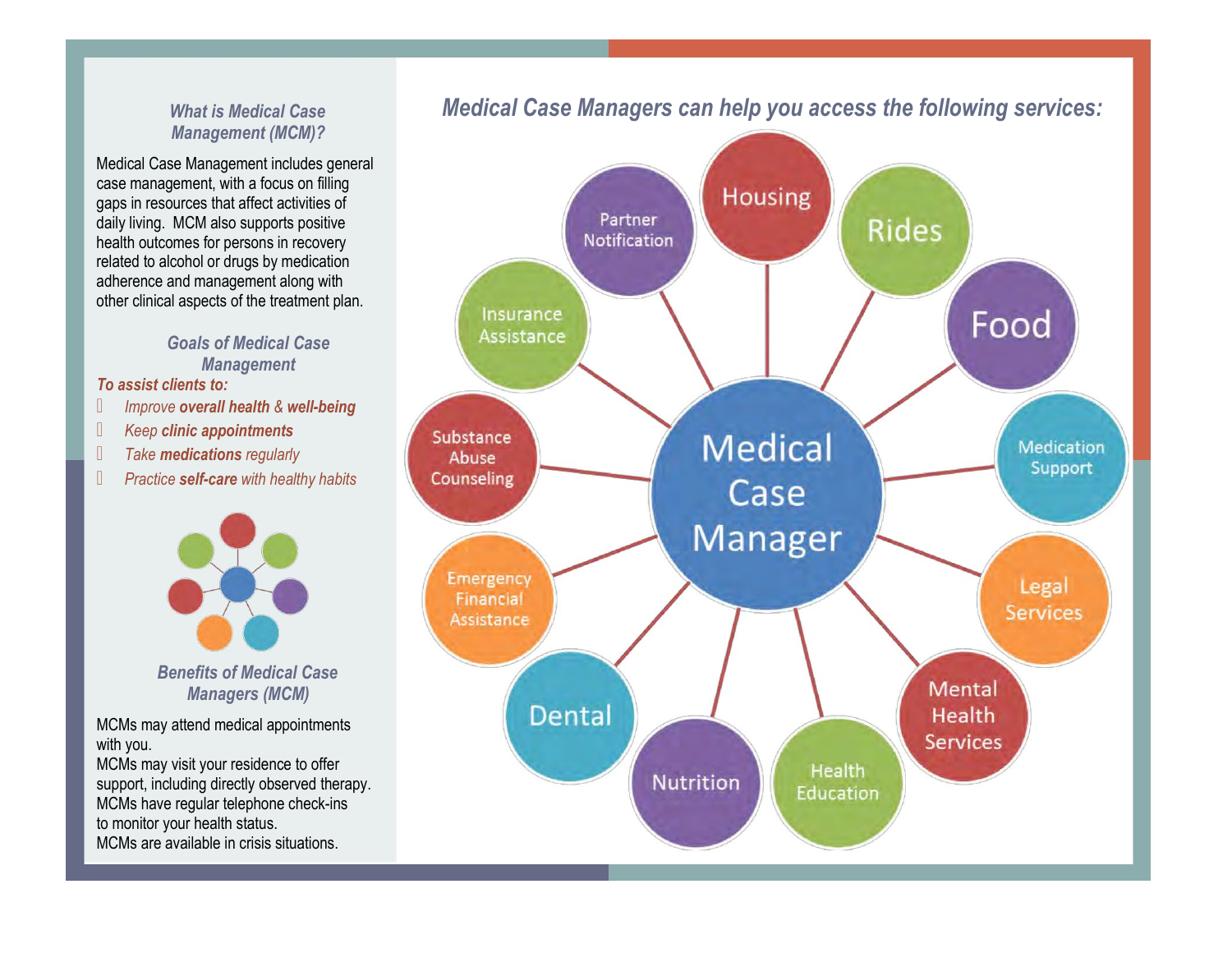### What is Medical Case Management (MCM)?

Medical Case Management includes general case management, with a focus on filling gaps in resources that affect activities of daily living. MCM also supports positive health outcomes for persons in recovery related to alcohol or drugs by medication adherence and management along with other clinical aspects of the treatment plan.

### Goals of Medical Case Management

***To assist clients to:***

- *Improve* ***overall health*** *&* ***well-being***
- *Keep* ***clinic appointments***
- *Take* ***medications*** *regularly*
- *Practice* ***self-care*** *with healthy habits*

### Benefits of Medical Case Managers (MCM)

MCMs may attend medical appointments with you.
MCMs may visit your residence to offer support, including directly observed therapy.
MCMs have regular telephone check-ins to monitor your health status.
MCMs are available in crisis situations.

## *Medical Case Managers can help you access the following services:*

Medical Case Manager

Housing
Rides
Food
Medication Support
Legal Services
Mental Health Services
Health Education
Nutrition
Dental
Emergency Financial Assistance
Substance Abuse Counseling
Insurance Assistance
Partner Notification